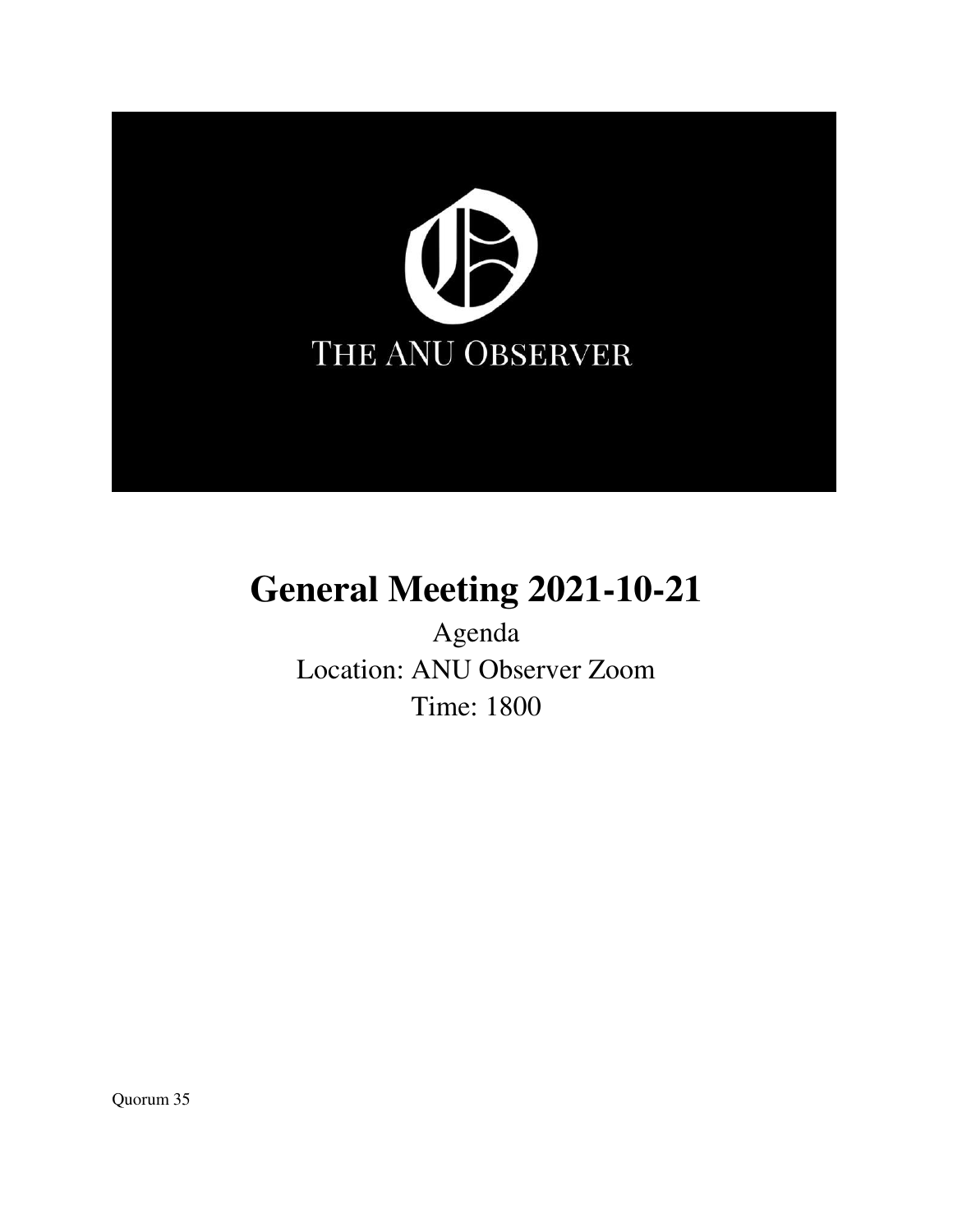THE ANU OBSERVER

# General Meeting 2021-10-21

Agenda

Location: ANU Observer Zoom

Time: 1800

Quorum 35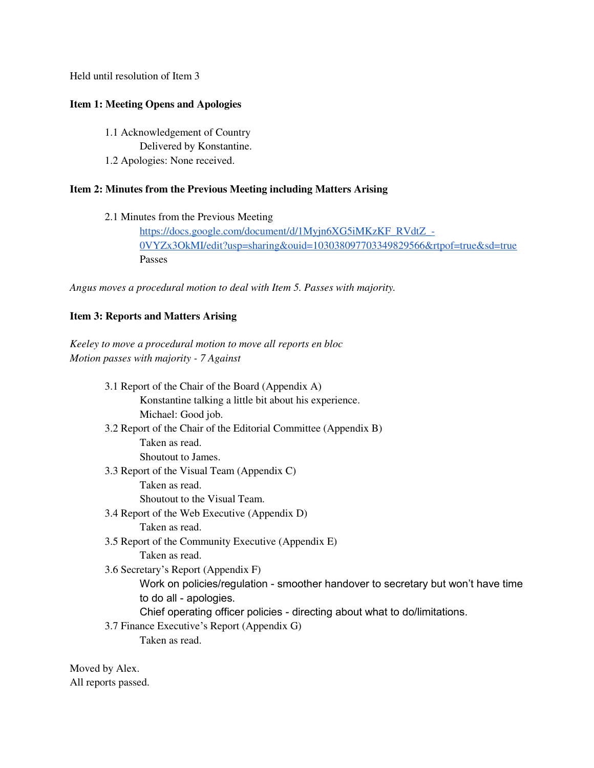Held until resolution of Item 3

**Item 1: Meeting Opens and Apologies**

1.1 Acknowledgement of Country
Delivered by Konstantine.

1.2 Apologies: None received.

**Item 2: Minutes from the Previous Meeting including Matters Arising**

2.1 Minutes from the Previous Meeting
[https://docs.google.com/document/d/1Myjn6XG5iMKzKF_RVdtZ_-0VYZx3OkMI/edit?usp=sharing&ouid=103038097703349829566&rtpof=true&sd=true](https://docs.google.com/document/d/1Myjn6XG5iMKzKF_RVdtZ_-0VYZx3OkMI/edit?usp=sharing&ouid=103038097703349829566&rtpof=true&sd=true)
Passes

*Angus moves a procedural motion to deal with Item 5. Passes with majority.*

**Item 3: Reports and Matters Arising**

*Keeley to move a procedural motion to move all reports en bloc*
*Motion passes with majority - 7 Against*

3.1 Report of the Chair of the Board (Appendix A)
Konstantine talking a little bit about his experience.
Michael: Good job.

3.2 Report of the Chair of the Editorial Committee (Appendix B)
Taken as read.
Shoutout to James.

3.3 Report of the Visual Team (Appendix C)
Taken as read.
Shoutout to the Visual Team.

3.4 Report of the Web Executive (Appendix D)
Taken as read.

3.5 Report of the Community Executive (Appendix E)
Taken as read.

3.6 Secretary's Report (Appendix F)
Work on policies/regulation - smoother handover to secretary but won't have time to do all - apologies.
Chief operating officer policies - directing about what to do/limitations.

3.7 Finance Executive's Report (Appendix G)
Taken as read.

Moved by Alex.
All reports passed.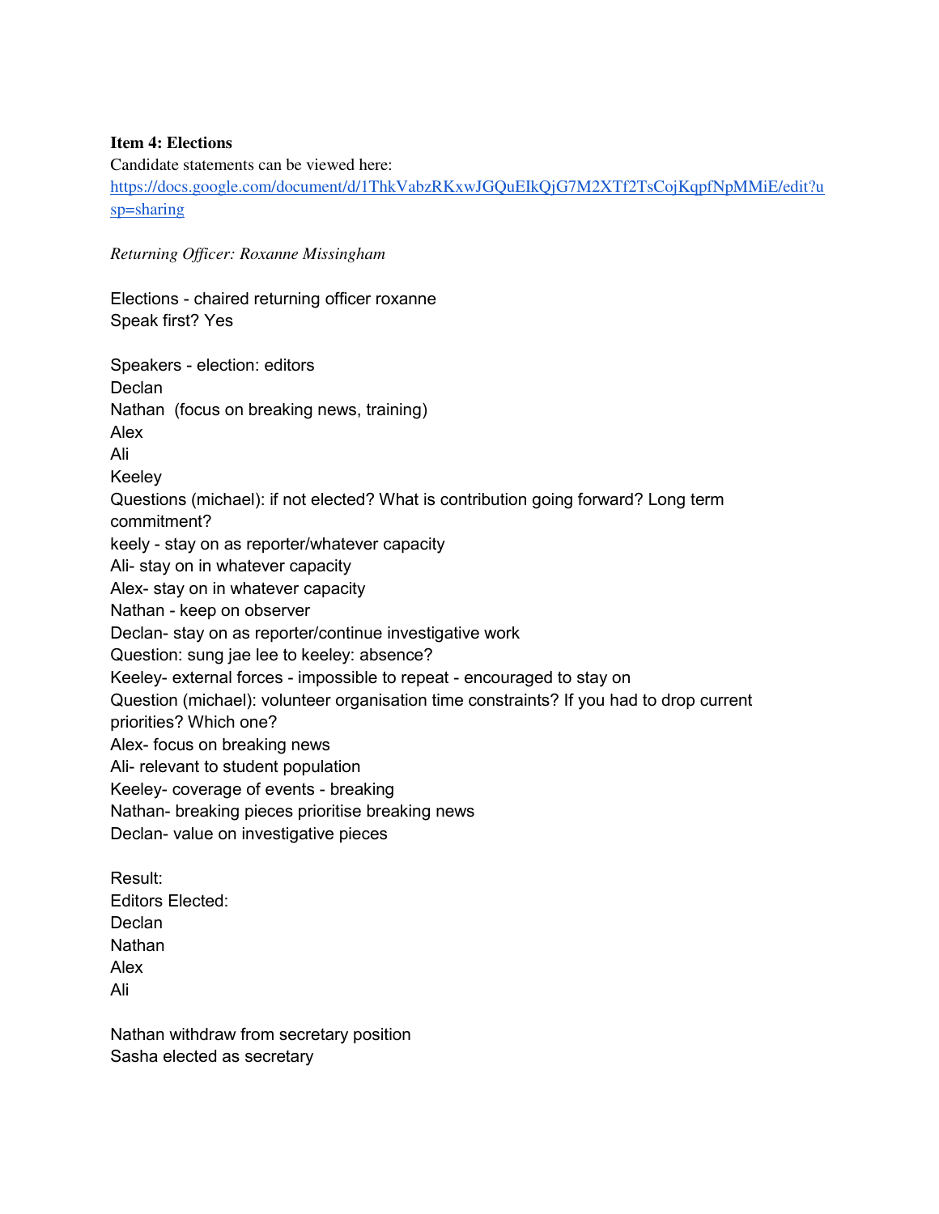**Item 4: Elections**

Candidate statements can be viewed here:
[https://docs.google.com/document/d/1ThkVabzRKxwJGQuEIkQjG7M2XTf2TsCojKqpfNpMMiE/edit?usp=sharing](https://docs.google.com/document/d/1ThkVabzRKxwJGQuEIkQjG7M2XTf2TsCojKqpfNpMMiE/edit?usp=sharing)

*Returning Officer: Roxanne Missingham*

Elections - chaired returning officer roxanne
Speak first? Yes

Speakers - election: editors
Declan
Nathan (focus on breaking news, training)
Alex
Ali
Keeley
Questions (michael): if not elected? What is contribution going forward? Long term commitment?
keely - stay on as reporter/whatever capacity
Ali- stay on in whatever capacity
Alex- stay on in whatever capacity
Nathan - keep on observer
Declan- stay on as reporter/continue investigative work
Question: sung jae lee to keeley: absence?
Keeley- external forces - impossible to repeat - encouraged to stay on
Question (michael): volunteer organisation time constraints? If you had to drop current priorities? Which one?
Alex- focus on breaking news
Ali- relevant to student population
Keeley- coverage of events - breaking
Nathan- breaking pieces prioritise breaking news
Declan- value on investigative pieces

Result:
Editors Elected:
Declan
Nathan
Alex
Ali

Nathan withdraw from secretary position
Sasha elected as secretary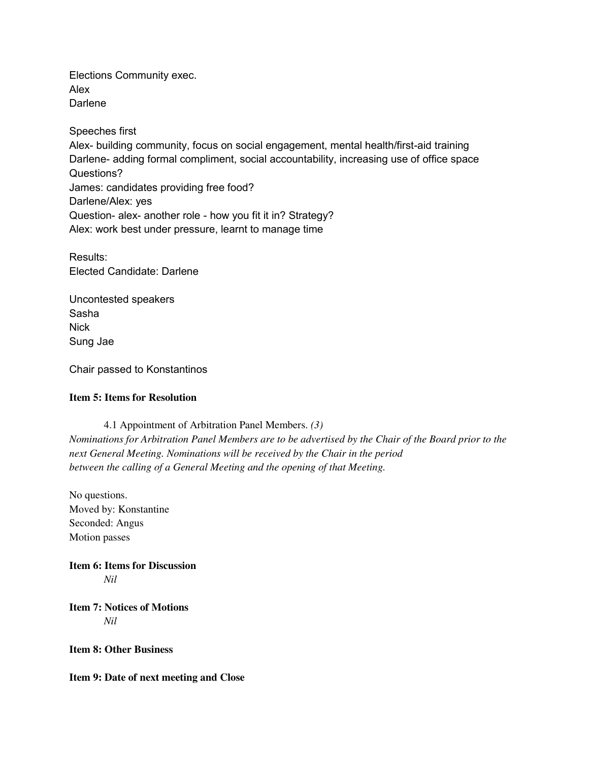Elections Community exec.
Alex
Darlene

Speeches first
Alex- building community, focus on social engagement, mental health/first-aid training
Darlene- adding formal compliment, social accountability, increasing use of office space
Questions?
James: candidates providing free food?
Darlene/Alex: yes
Question- alex- another role - how you fit it in? Strategy?
Alex: work best under pressure, learnt to manage time

Results:
Elected Candidate: Darlene

Uncontested speakers
Sasha
Nick
Sung Jae

Chair passed to Konstantinos

**Item 5: Items for Resolution**

4.1 Appointment of Arbitration Panel Members. *(3)*
*Nominations for Arbitration Panel Members are to be advertised by the Chair of the Board prior to the next General Meeting. Nominations will be received by the Chair in the period between the calling of a General Meeting and the opening of that Meeting.*

No questions.
Moved by: Konstantine
Seconded: Angus
Motion passes

**Item 6: Items for Discussion**

*Nil*

**Item 7: Notices of Motions**

*Nil*

**Item 8: Other Business**

**Item 9: Date of next meeting and Close**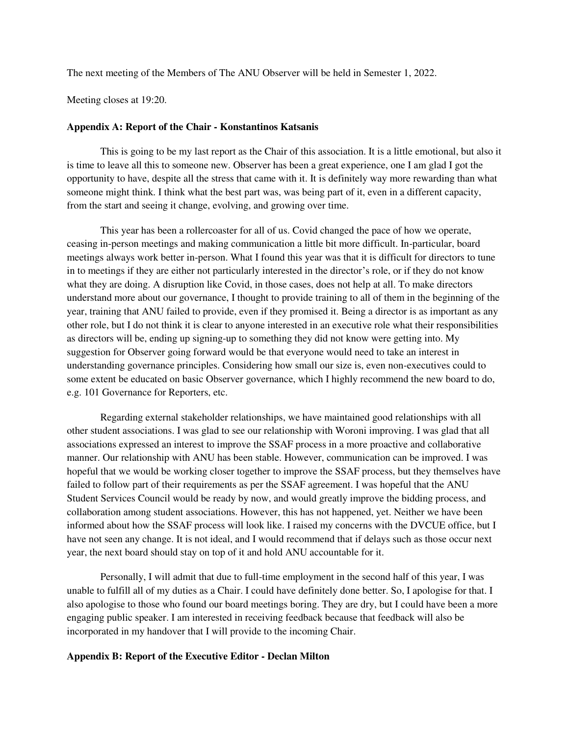The next meeting of the Members of The ANU Observer will be held in Semester 1, 2022.

Meeting closes at 19:20.

**Appendix A: Report of the Chair - Konstantinos Katsanis**

This is going to be my last report as the Chair of this association. It is a little emotional, but also it is time to leave all this to someone new. Observer has been a great experience, one I am glad I got the opportunity to have, despite all the stress that came with it. It is definitely way more rewarding than what someone might think. I think what the best part was, was being part of it, even in a different capacity, from the start and seeing it change, evolving, and growing over time.

This year has been a rollercoaster for all of us. Covid changed the pace of how we operate, ceasing in-person meetings and making communication a little bit more difficult. In-particular, board meetings always work better in-person. What I found this year was that it is difficult for directors to tune in to meetings if they are either not particularly interested in the director's role, or if they do not know what they are doing. A disruption like Covid, in those cases, does not help at all. To make directors understand more about our governance, I thought to provide training to all of them in the beginning of the year, training that ANU failed to provide, even if they promised it. Being a director is as important as any other role, but I do not think it is clear to anyone interested in an executive role what their responsibilities as directors will be, ending up signing-up to something they did not know were getting into. My suggestion for Observer going forward would be that everyone would need to take an interest in understanding governance principles. Considering how small our size is, even non-executives could to some extent be educated on basic Observer governance, which I highly recommend the new board to do, e.g. 101 Governance for Reporters, etc.

Regarding external stakeholder relationships, we have maintained good relationships with all other student associations. I was glad to see our relationship with Woroni improving. I was glad that all associations expressed an interest to improve the SSAF process in a more proactive and collaborative manner. Our relationship with ANU has been stable. However, communication can be improved. I was hopeful that we would be working closer together to improve the SSAF process, but they themselves have failed to follow part of their requirements as per the SSAF agreement. I was hopeful that the ANU Student Services Council would be ready by now, and would greatly improve the bidding process, and collaboration among student associations. However, this has not happened, yet. Neither we have been informed about how the SSAF process will look like. I raised my concerns with the DVCUE office, but I have not seen any change. It is not ideal, and I would recommend that if delays such as those occur next year, the next board should stay on top of it and hold ANU accountable for it.

Personally, I will admit that due to full-time employment in the second half of this year, I was unable to fulfill all of my duties as a Chair. I could have definitely done better. So, I apologise for that. I also apologise to those who found our board meetings boring. They are dry, but I could have been a more engaging public speaker. I am interested in receiving feedback because that feedback will also be incorporated in my handover that I will provide to the incoming Chair.

**Appendix B: Report of the Executive Editor - Declan Milton**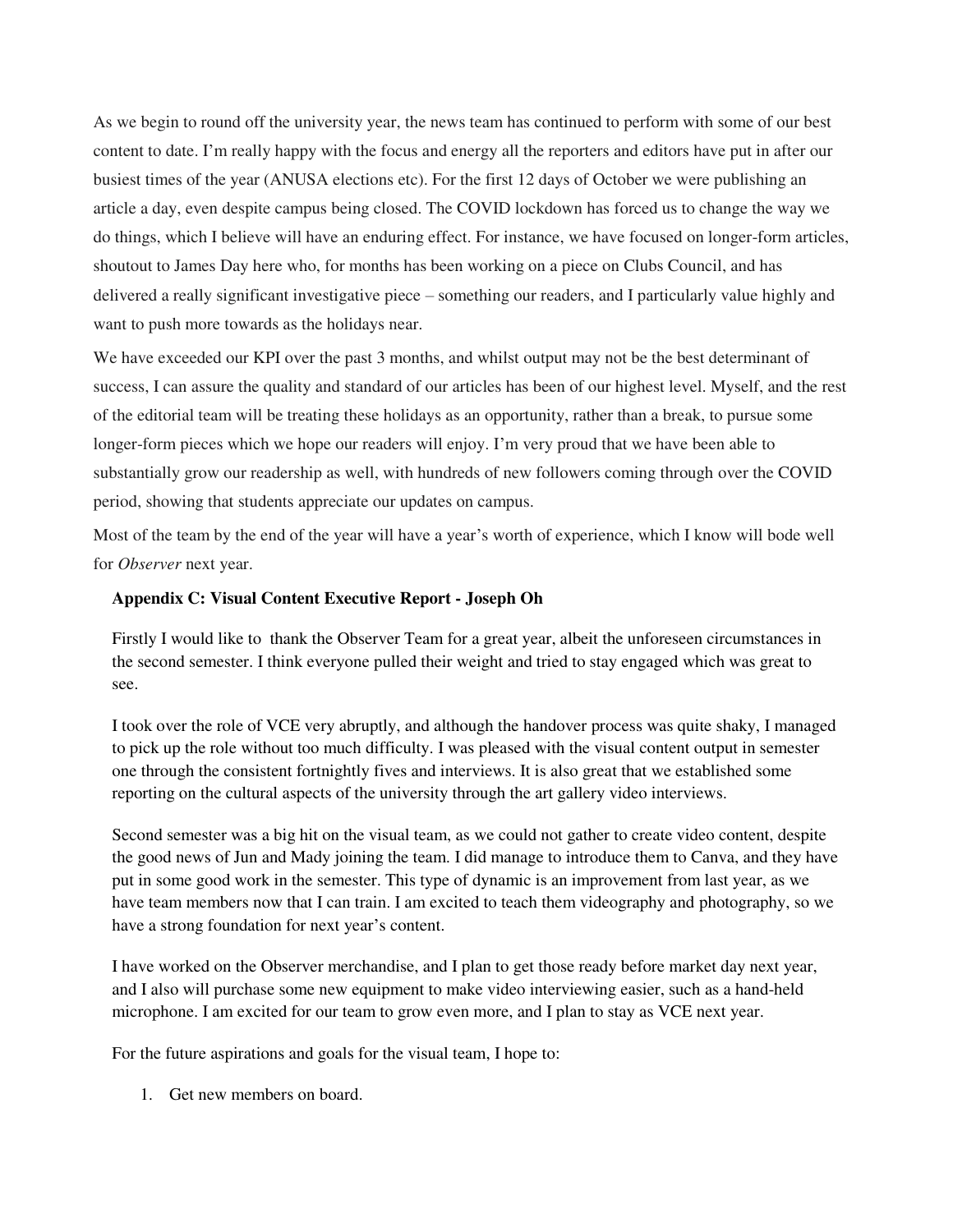As we begin to round off the university year, the news team has continued to perform with some of our best content to date. I'm really happy with the focus and energy all the reporters and editors have put in after our busiest times of the year (ANUSA elections etc). For the first 12 days of October we were publishing an article a day, even despite campus being closed. The COVID lockdown has forced us to change the way we do things, which I believe will have an enduring effect. For instance, we have focused on longer-form articles, shoutout to James Day here who, for months has been working on a piece on Clubs Council, and has delivered a really significant investigative piece – something our readers, and I particularly value highly and want to push more towards as the holidays near.

We have exceeded our KPI over the past 3 months, and whilst output may not be the best determinant of success, I can assure the quality and standard of our articles has been of our highest level. Myself, and the rest of the editorial team will be treating these holidays as an opportunity, rather than a break, to pursue some longer-form pieces which we hope our readers will enjoy. I'm very proud that we have been able to substantially grow our readership as well, with hundreds of new followers coming through over the COVID period, showing that students appreciate our updates on campus.

Most of the team by the end of the year will have a year's worth of experience, which I know will bode well for *Observer* next year.

### Appendix C: Visual Content Executive Report - Joseph Oh

Firstly I would like to thank the Observer Team for a great year, albeit the unforeseen circumstances in the second semester. I think everyone pulled their weight and tried to stay engaged which was great to see.

I took over the role of VCE very abruptly, and although the handover process was quite shaky, I managed to pick up the role without too much difficulty. I was pleased with the visual content output in semester one through the consistent fortnightly fives and interviews. It is also great that we established some reporting on the cultural aspects of the university through the art gallery video interviews.

Second semester was a big hit on the visual team, as we could not gather to create video content, despite the good news of Jun and Mady joining the team. I did manage to introduce them to Canva, and they have put in some good work in the semester. This type of dynamic is an improvement from last year, as we have team members now that I can train. I am excited to teach them videography and photography, so we have a strong foundation for next year's content.

I have worked on the Observer merchandise, and I plan to get those ready before market day next year, and I also will purchase some new equipment to make video interviewing easier, such as a hand-held microphone. I am excited for our team to grow even more, and I plan to stay as VCE next year.

For the future aspirations and goals for the visual team, I hope to:

1. Get new members on board.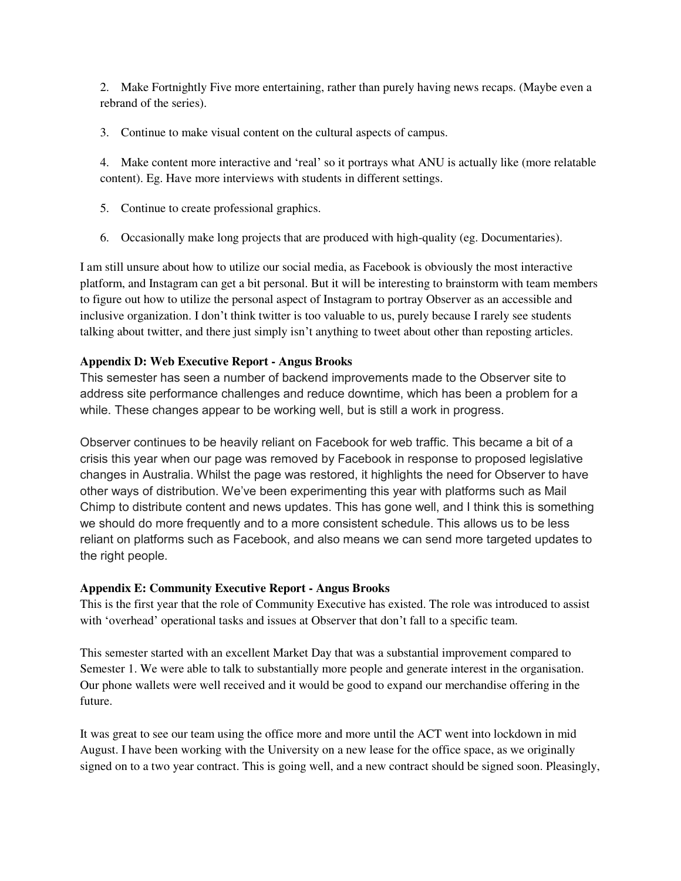2. Make Fortnightly Five more entertaining, rather than purely having news recaps. (Maybe even a rebrand of the series).

3. Continue to make visual content on the cultural aspects of campus.

4. Make content more interactive and 'real' so it portrays what ANU is actually like (more relatable content). Eg. Have more interviews with students in different settings.

5. Continue to create professional graphics.

6. Occasionally make long projects that are produced with high-quality (eg. Documentaries).

I am still unsure about how to utilize our social media, as Facebook is obviously the most interactive platform, and Instagram can get a bit personal. But it will be interesting to brainstorm with team members to figure out how to utilize the personal aspect of Instagram to portray Observer as an accessible and inclusive organization. I don't think twitter is too valuable to us, purely because I rarely see students talking about twitter, and there just simply isn't anything to tweet about other than reposting articles.

**Appendix D: Web Executive Report - Angus Brooks**

This semester has seen a number of backend improvements made to the Observer site to address site performance challenges and reduce downtime, which has been a problem for a while. These changes appear to be working well, but is still a work in progress.

Observer continues to be heavily reliant on Facebook for web traffic. This became a bit of a crisis this year when our page was removed by Facebook in response to proposed legislative changes in Australia. Whilst the page was restored, it highlights the need for Observer to have other ways of distribution. We've been experimenting this year with platforms such as Mail Chimp to distribute content and news updates. This has gone well, and I think this is something we should do more frequently and to a more consistent schedule. This allows us to be less reliant on platforms such as Facebook, and also means we can send more targeted updates to the right people.

**Appendix E: Community Executive Report - Angus Brooks**

This is the first year that the role of Community Executive has existed. The role was introduced to assist with 'overhead' operational tasks and issues at Observer that don't fall to a specific team.

This semester started with an excellent Market Day that was a substantial improvement compared to Semester 1. We were able to talk to substantially more people and generate interest in the organisation. Our phone wallets were well received and it would be good to expand our merchandise offering in the future.

It was great to see our team using the office more and more until the ACT went into lockdown in mid August. I have been working with the University on a new lease for the office space, as we originally signed on to a two year contract. This is going well, and a new contract should be signed soon. Pleasingly,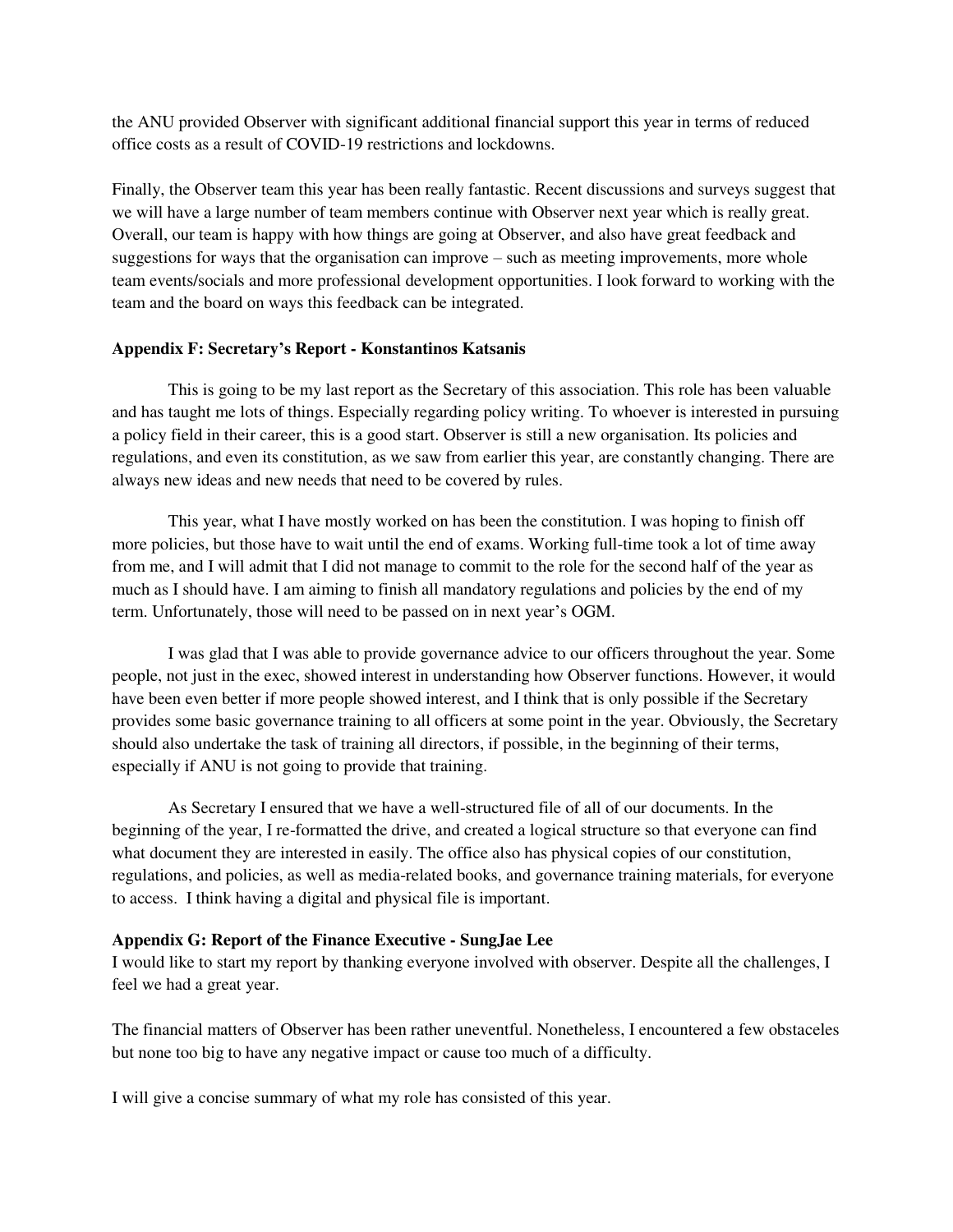the ANU provided Observer with significant additional financial support this year in terms of reduced office costs as a result of COVID-19 restrictions and lockdowns.

Finally, the Observer team this year has been really fantastic. Recent discussions and surveys suggest that we will have a large number of team members continue with Observer next year which is really great. Overall, our team is happy with how things are going at Observer, and also have great feedback and suggestions for ways that the organisation can improve – such as meeting improvements, more whole team events/socials and more professional development opportunities. I look forward to working with the team and the board on ways this feedback can be integrated.

**Appendix F: Secretary's Report - Konstantinos Katsanis**

This is going to be my last report as the Secretary of this association. This role has been valuable and has taught me lots of things. Especially regarding policy writing. To whoever is interested in pursuing a policy field in their career, this is a good start. Observer is still a new organisation. Its policies and regulations, and even its constitution, as we saw from earlier this year, are constantly changing. There are always new ideas and new needs that need to be covered by rules.

This year, what I have mostly worked on has been the constitution. I was hoping to finish off more policies, but those have to wait until the end of exams. Working full-time took a lot of time away from me, and I will admit that I did not manage to commit to the role for the second half of the year as much as I should have. I am aiming to finish all mandatory regulations and policies by the end of my term. Unfortunately, those will need to be passed on in next year's OGM.

I was glad that I was able to provide governance advice to our officers throughout the year. Some people, not just in the exec, showed interest in understanding how Observer functions. However, it would have been even better if more people showed interest, and I think that is only possible if the Secretary provides some basic governance training to all officers at some point in the year. Obviously, the Secretary should also undertake the task of training all directors, if possible, in the beginning of their terms, especially if ANU is not going to provide that training.

As Secretary I ensured that we have a well-structured file of all of our documents. In the beginning of the year, I re-formatted the drive, and created a logical structure so that everyone can find what document they are interested in easily. The office also has physical copies of our constitution, regulations, and policies, as well as media-related books, and governance training materials, for everyone to access. I think having a digital and physical file is important.

**Appendix G: Report of the Finance Executive - SungJae Lee**

I would like to start my report by thanking everyone involved with observer. Despite all the challenges, I feel we had a great year.

The financial matters of Observer has been rather uneventful. Nonetheless, I encountered a few obstaceles but none too big to have any negative impact or cause too much of a difficulty.

I will give a concise summary of what my role has consisted of this year.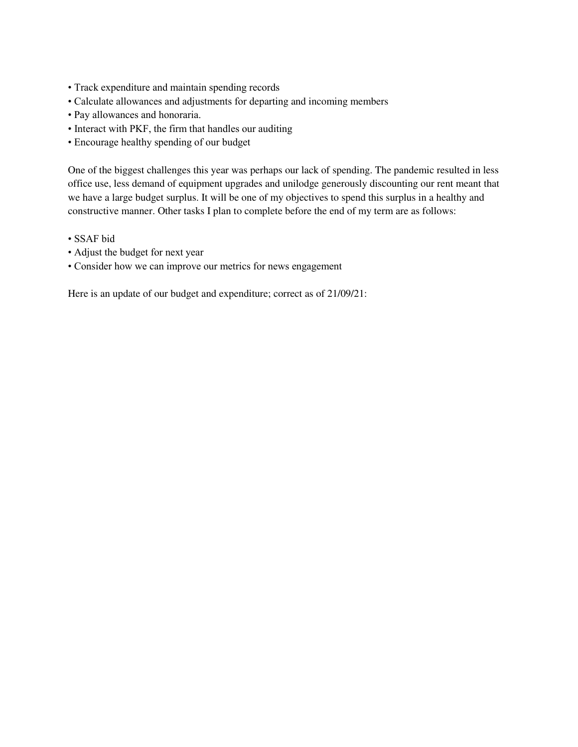- Track expenditure and maintain spending records
- Calculate allowances and adjustments for departing and incoming members
- Pay allowances and honoraria.
- Interact with PKF, the firm that handles our auditing
- Encourage healthy spending of our budget

One of the biggest challenges this year was perhaps our lack of spending. The pandemic resulted in less office use, less demand of equipment upgrades and unilodge generously discounting our rent meant that we have a large budget surplus. It will be one of my objectives to spend this surplus in a healthy and constructive manner. Other tasks I plan to complete before the end of my term are as follows:

- SSAF bid
- Adjust the budget for next year
- Consider how we can improve our metrics for news engagement

Here is an update of our budget and expenditure; correct as of 21/09/21: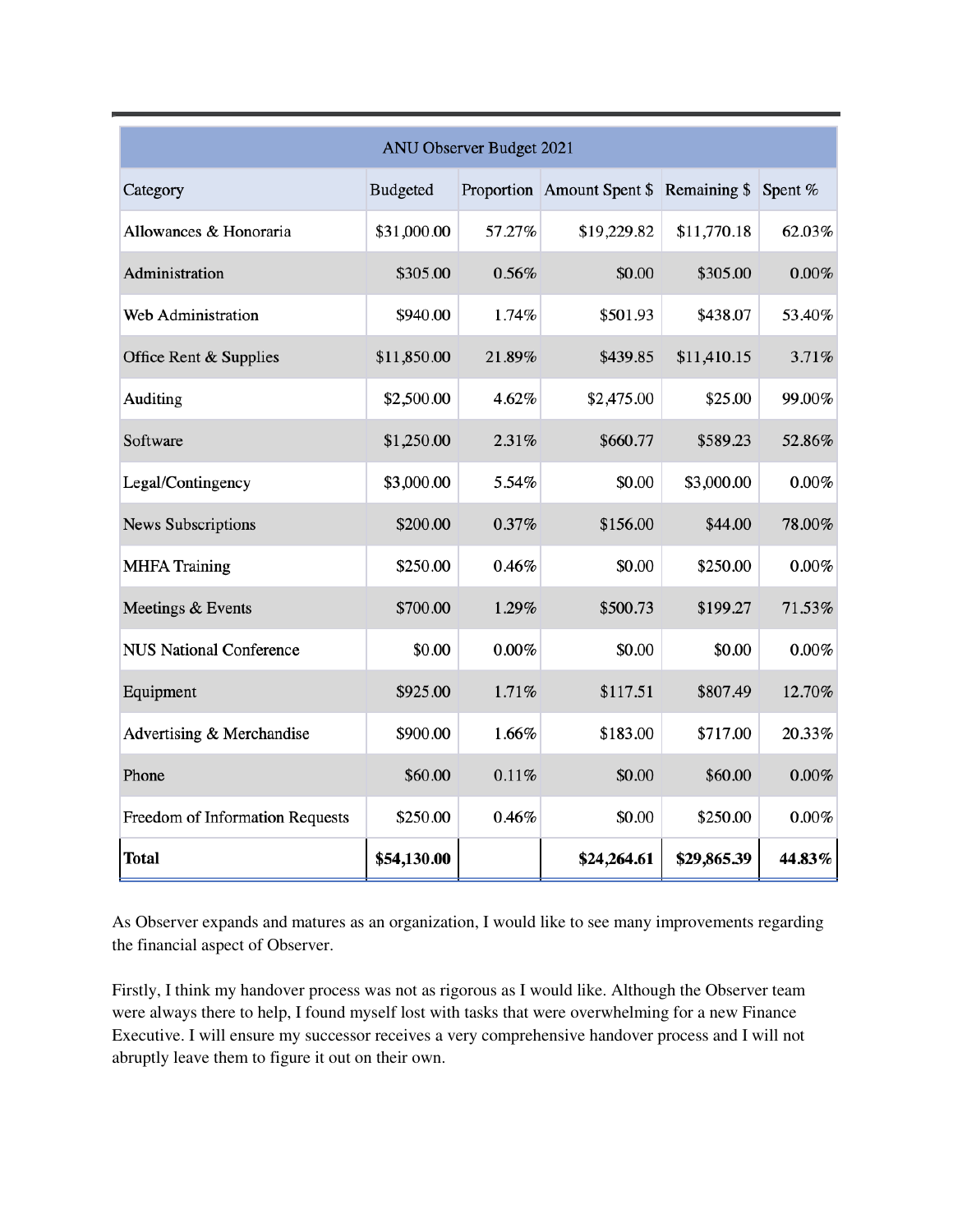| ANU Observer Budget 2021 | | | | | |
|---|---|---|---|---|---|
| Category | Budgeted | Proportion | Amount Spent $ | Remaining $ | Spent % |
| Allowances & Honoraria | $31,000.00 | 57.27% | $19,229.82 | $11,770.18 | 62.03% |
| Administration | $305.00 | 0.56% | $0.00 | $305.00 | 0.00% |
| Web Administration | $940.00 | 1.74% | $501.93 | $438.07 | 53.40% |
| Office Rent & Supplies | $11,850.00 | 21.89% | $439.85 | $11,410.15 | 3.71% |
| Auditing | $2,500.00 | 4.62% | $2,475.00 | $25.00 | 99.00% |
| Software | $1,250.00 | 2.31% | $660.77 | $589.23 | 52.86% |
| Legal/Contingency | $3,000.00 | 5.54% | $0.00 | $3,000.00 | 0.00% |
| News Subscriptions | $200.00 | 0.37% | $156.00 | $44.00 | 78.00% |
| MHFA Training | $250.00 | 0.46% | $0.00 | $250.00 | 0.00% |
| Meetings & Events | $700.00 | 1.29% | $500.73 | $199.27 | 71.53% |
| NUS National Conference | $0.00 | 0.00% | $0.00 | $0.00 | 0.00% |
| Equipment | $925.00 | 1.71% | $117.51 | $807.49 | 12.70% |
| Advertising & Merchandise | $900.00 | 1.66% | $183.00 | $717.00 | 20.33% |
| Phone | $60.00 | 0.11% | $0.00 | $60.00 | 0.00% |
| Freedom of Information Requests | $250.00 | 0.46% | $0.00 | $250.00 | 0.00% |
| **Total** | **$54,130.00** | | **$24,264.61** | **$29,865.39** | **44.83%** |

As Observer expands and matures as an organization, I would like to see many improvements regarding the financial aspect of Observer.

Firstly, I think my handover process was not as rigorous as I would like. Although the Observer team were always there to help, I found myself lost with tasks that were overwhelming for a new Finance Executive. I will ensure my successor receives a very comprehensive handover process and I will not abruptly leave them to figure it out on their own.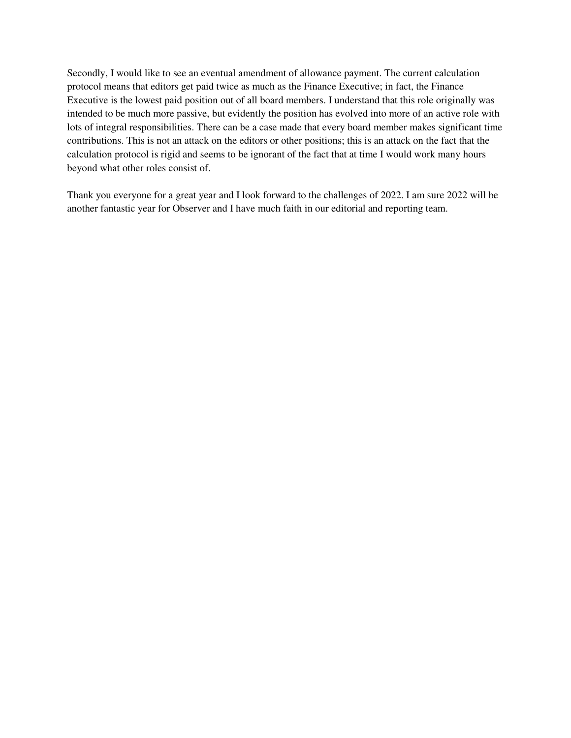Secondly, I would like to see an eventual amendment of allowance payment. The current calculation protocol means that editors get paid twice as much as the Finance Executive; in fact, the Finance Executive is the lowest paid position out of all board members. I understand that this role originally was intended to be much more passive, but evidently the position has evolved into more of an active role with lots of integral responsibilities. There can be a case made that every board member makes significant time contributions. This is not an attack on the editors or other positions; this is an attack on the fact that the calculation protocol is rigid and seems to be ignorant of the fact that at time I would work many hours beyond what other roles consist of.

Thank you everyone for a great year and I look forward to the challenges of 2022. I am sure 2022 will be another fantastic year for Observer and I have much faith in our editorial and reporting team.